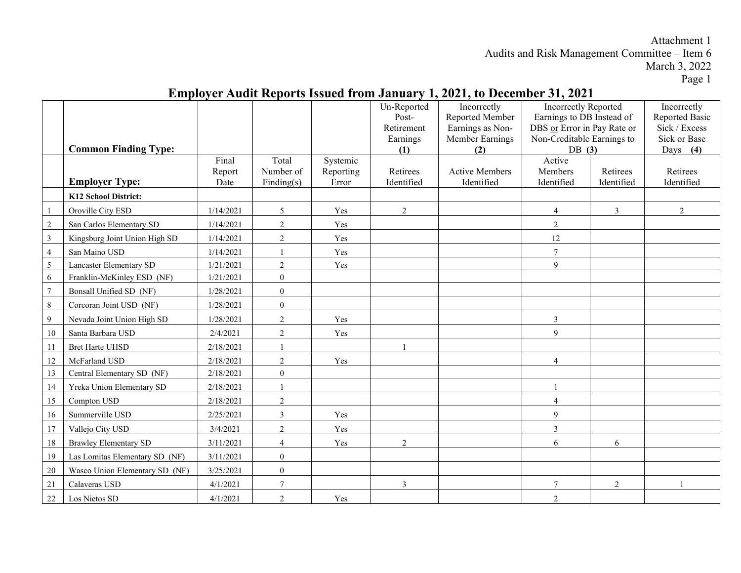Attachment 1
Audits and Risk Management Committee – Item 6
March 3, 2022

# Employer Audit Reports Issued from January 1, 2021, to December 31, 2021

| | **Common Finding Type:** | | | | Un-Reported Post-Retirement Earnings **(1)** | Incorrectly Reported Member Earnings as Non-Member Earnings **(2)** | Incorrectly Reported Earnings to DB Instead of DBS or Error in Pay Rate or Non-Creditable Earnings to DB **(3)** | | Incorrectly Reported Basic Sick / Excess Sick or Base Days **(4)** |
|---|---|---|---|---|---|---|---|---|---|
| | **Employer Type:** | Final Report Date | Total Number of Finding(s) | Systemic Reporting Error | Retirees Identified | Active Members Identified | Active Members Identified | Retirees Identified | Retirees Identified |
| | **K12 School District:** | | | | | | | | |
| 1 | Oroville City ESD | 1/14/2021 | 5 | Yes | 2 | | 4 | 3 | 2 |
| 2 | San Carlos Elementary SD | 1/14/2021 | 2 | Yes | | | 2 | | |
| 3 | Kingsburg Joint Union High SD | 1/14/2021 | 2 | Yes | | | 12 | | |
| 4 | San Maino USD | 1/14/2021 | 1 | Yes | | | 7 | | |
| 5 | Lancaster Elementary SD | 1/21/2021 | 2 | Yes | | | 9 | | |
| 6 | Franklin-McKinley ESD (NF) | 1/21/2021 | 0 | | | | | | |
| 7 | Bonsall Unified SD (NF) | 1/28/2021 | 0 | | | | | | |
| 8 | Corcoran Joint USD (NF) | 1/28/2021 | 0 | | | | | | |
| 9 | Nevada Joint Union High SD | 1/28/2021 | 2 | Yes | | | 3 | | |
| 10 | Santa Barbara USD | 2/4/2021 | 2 | Yes | | | 9 | | |
| 11 | Bret Harte UHSD | 2/18/2021 | 1 | | 1 | | | | |
| 12 | McFarland USD | 2/18/2021 | 2 | Yes | | | 4 | | |
| 13 | Central Elementary SD (NF) | 2/18/2021 | 0 | | | | | | |
| 14 | Yreka Union Elementary SD | 2/18/2021 | 1 | | | | 1 | | |
| 15 | Compton USD | 2/18/2021 | 2 | | | | 4 | | |
| 16 | Summerville USD | 2/25/2021 | 3 | Yes | | | 9 | | |
| 17 | Vallejo City USD | 3/4/2021 | 2 | Yes | | | 3 | | |
| 18 | Brawley Elementary SD | 3/11/2021 | 4 | Yes | 2 | | 6 | 6 | |
| 19 | Las Lomitas Elementary SD (NF) | 3/11/2021 | 0 | | | | | | |
| 20 | Wasco Union Elementary SD (NF) | 3/25/2021 | 0 | | | | | | |
| 21 | Calaveras USD | 4/1/2021 | 7 | | 3 | | 7 | 2 | 1 |
| 22 | Los Nietos SD | 4/1/2021 | 2 | Yes | | | 2 | | |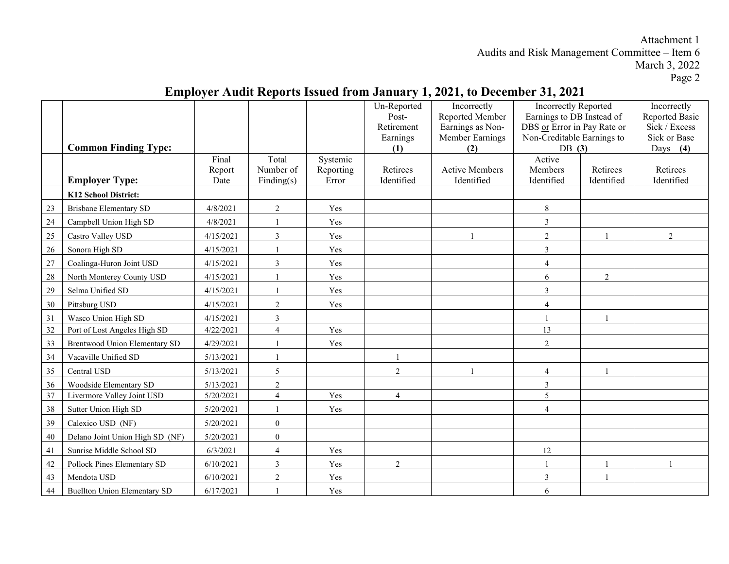Attachment 1
Audits and Risk Management Committee – Item 6
March 3, 2022

## Employer Audit Reports Issued from January 1, 2021, to December 31, 2021

| | **Common Finding Type:** | | | | Un-Reported Post-Retirement Earnings **(1)** | Incorrectly Reported Member Earnings as Non-Member Earnings **(2)** | Incorrectly Reported Earnings to DB Instead of DBS or Error in Pay Rate or Non-Creditable Earnings to DB **(3)** | | Incorrectly Reported Basic Sick / Excess Sick or Base Days **(4)** |
|---|---|---|---|---|---|---|---|---|---|
| | **Employer Type:** | Final Report Date | Total Number of Finding(s) | Systemic Reporting Error | Retirees Identified | Active Members Identified | Active Members Identified | Retirees Identified | Retirees Identified |
| | **K12 School District:** | | | | | | | | |
| 23 | Brisbane Elementary SD | 4/8/2021 | 2 | Yes | | | 8 | | |
| 24 | Campbell Union High SD | 4/8/2021 | 1 | Yes | | | 3 | | |
| 25 | Castro Valley USD | 4/15/2021 | 3 | Yes | | 1 | 2 | 1 | 2 |
| 26 | Sonora High SD | 4/15/2021 | 1 | Yes | | | 3 | | |
| 27 | Coalinga-Huron Joint USD | 4/15/2021 | 3 | Yes | | | 4 | | |
| 28 | North Monterey County USD | 4/15/2021 | 1 | Yes | | | 6 | 2 | |
| 29 | Selma Unified SD | 4/15/2021 | 1 | Yes | | | 3 | | |
| 30 | Pittsburg USD | 4/15/2021 | 2 | Yes | | | 4 | | |
| 31 | Wasco Union High SD | 4/15/2021 | 3 | | | | 1 | 1 | |
| 32 | Port of Lost Angeles High SD | 4/22/2021 | 4 | Yes | | | 13 | | |
| 33 | Brentwood Union Elementary SD | 4/29/2021 | 1 | Yes | | | 2 | | |
| 34 | Vacaville Unified SD | 5/13/2021 | 1 | | 1 | | | | |
| 35 | Central USD | 5/13/2021 | 5 | | 2 | 1 | 4 | 1 | |
| 36 | Woodside Elementary SD | 5/13/2021 | 2 | | | | 3 | | |
| 37 | Livermore Valley Joint USD | 5/20/2021 | 4 | Yes | 4 | | 5 | | |
| 38 | Sutter Union High SD | 5/20/2021 | 1 | Yes | | | 4 | | |
| 39 | Calexico USD (NF) | 5/20/2021 | 0 | | | | | | |
| 40 | Delano Joint Union High SD (NF) | 5/20/2021 | 0 | | | | | | |
| 41 | Sunrise Middle School SD | 6/3/2021 | 4 | Yes | | | 12 | | |
| 42 | Pollock Pines Elementary SD | 6/10/2021 | 3 | Yes | 2 | | 1 | 1 | 1 |
| 43 | Mendota USD | 6/10/2021 | 2 | Yes | | | 3 | 1 | |
| 44 | Buellton Union Elementary SD | 6/17/2021 | 1 | Yes | | | 6 | | |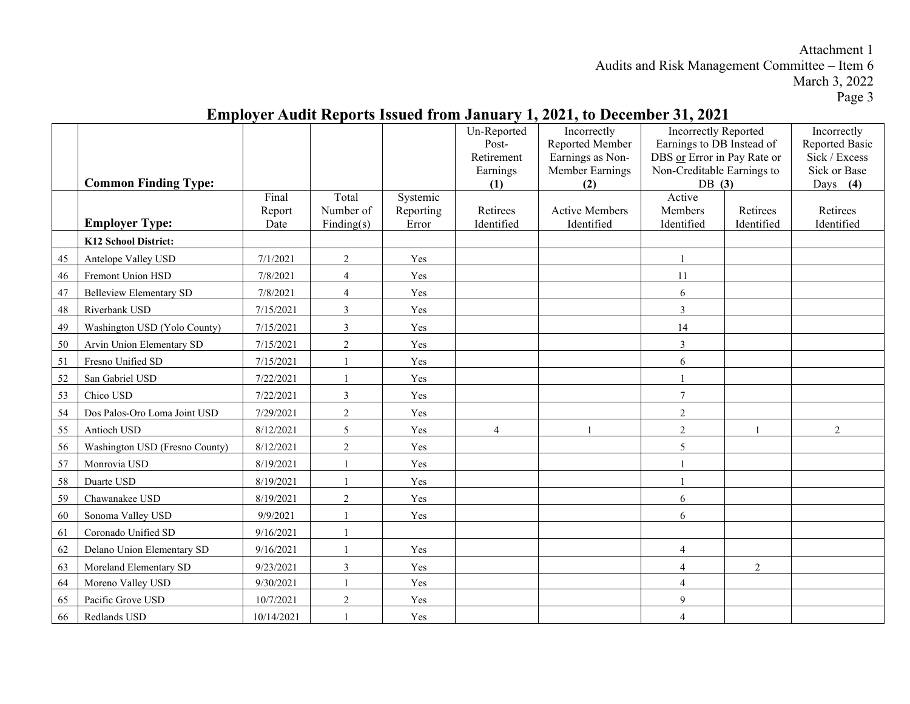Attachment 1
Audits and Risk Management Committee – Item 6
March 3, 2022

## Employer Audit Reports Issued from January 1, 2021, to December 31, 2021

| | **Common Finding Type:** | | | | Un-Reported Post-Retirement Earnings **(1)** | Incorrectly Reported Member Earnings as Non-Member Earnings **(2)** | Incorrectly Reported Earnings to DB Instead of DBS or Error in Pay Rate or Non-Creditable Earnings to DB **(3)** | | Incorrectly Reported Basic Sick / Excess Sick or Base Days **(4)** |
|---|---|---|---|---|---|---|---|---|---|
| | **Employer Type:** | Final Report Date | Total Number of Finding(s) | Systemic Reporting Error | Retirees Identified | Active Members Identified | Active Members Identified | Retirees Identified | Retirees Identified |
| | **K12 School District:** | | | | | | | | |
| 45 | Antelope Valley USD | 7/1/2021 | 2 | Yes | | | 1 | | |
| 46 | Fremont Union HSD | 7/8/2021 | 4 | Yes | | | 11 | | |
| 47 | Belleview Elementary SD | 7/8/2021 | 4 | Yes | | | 6 | | |
| 48 | Riverbank USD | 7/15/2021 | 3 | Yes | | | 3 | | |
| 49 | Washington USD (Yolo County) | 7/15/2021 | 3 | Yes | | | 14 | | |
| 50 | Arvin Union Elementary SD | 7/15/2021 | 2 | Yes | | | 3 | | |
| 51 | Fresno Unified SD | 7/15/2021 | 1 | Yes | | | 6 | | |
| 52 | San Gabriel USD | 7/22/2021 | 1 | Yes | | | 1 | | |
| 53 | Chico USD | 7/22/2021 | 3 | Yes | | | 7 | | |
| 54 | Dos Palos-Oro Loma Joint USD | 7/29/2021 | 2 | Yes | | | 2 | | |
| 55 | Antioch USD | 8/12/2021 | 5 | Yes | 4 | 1 | 2 | 1 | 2 |
| 56 | Washington USD (Fresno County) | 8/12/2021 | 2 | Yes | | | 5 | | |
| 57 | Monrovia USD | 8/19/2021 | 1 | Yes | | | 1 | | |
| 58 | Duarte USD | 8/19/2021 | 1 | Yes | | | 1 | | |
| 59 | Chawanakee USD | 8/19/2021 | 2 | Yes | | | 6 | | |
| 60 | Sonoma Valley USD | 9/9/2021 | 1 | Yes | | | 6 | | |
| 61 | Coronado Unified SD | 9/16/2021 | 1 | | | | | | |
| 62 | Delano Union Elementary SD | 9/16/2021 | 1 | Yes | | | 4 | | |
| 63 | Moreland Elementary SD | 9/23/2021 | 3 | Yes | | | 4 | 2 | |
| 64 | Moreno Valley USD | 9/30/2021 | 1 | Yes | | | 4 | | |
| 65 | Pacific Grove USD | 10/7/2021 | 2 | Yes | | | 9 | | |
| 66 | Redlands USD | 10/14/2021 | 1 | Yes | | | 4 | | |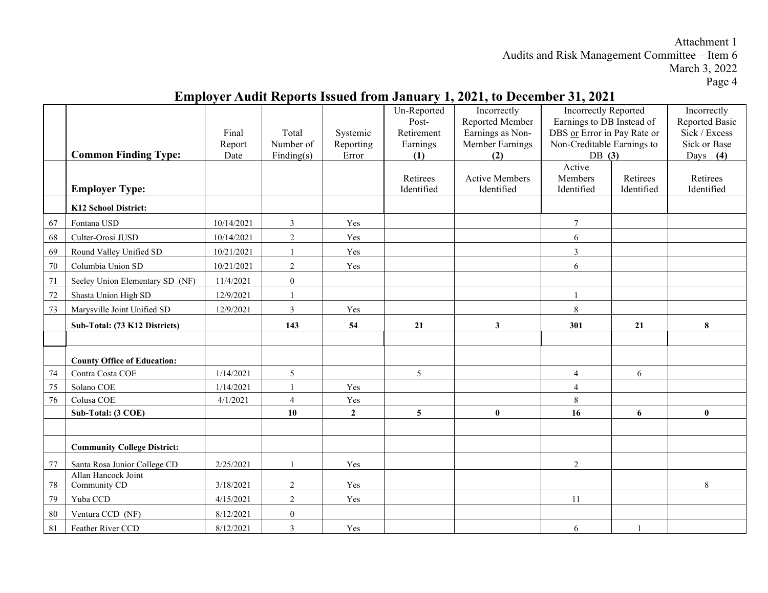Attachment 1
Audits and Risk Management Committee – Item 6
March 3, 2022

## Employer Audit Reports Issued from January 1, 2021, to December 31, 2021

| | Common Finding Type: | Final Report Date | Total Number of Finding(s) | Systemic Reporting Error | Un-Reported Post-Retirement Earnings **(1)** | Incorrectly Reported Member Earnings as Non-Member Earnings **(2)** | Incorrectly Reported Earnings to DB Instead of DBS or Error in Pay Rate or Non-Creditable Earnings to DB **(3)** | | Incorrectly Reported Basic Sick / Excess Sick or Base Days **(4)** |
|---|---|---|---|---|---|---|---|---|---|
| | **Employer Type:** | | | | Retirees Identified | Active Members Identified | Active Members Identified | Retirees Identified | Retirees Identified |
| | **K12 School District:** | | | | | | | | |
| 67 | Fontana USD | 10/14/2021 | 3 | Yes | | | 7 | | |
| 68 | Culter-Orosi JUSD | 10/14/2021 | 2 | Yes | | | 6 | | |
| 69 | Round Valley Unified SD | 10/21/2021 | 1 | Yes | | | 3 | | |
| 70 | Columbia Union SD | 10/21/2021 | 2 | Yes | | | 6 | | |
| 71 | Seeley Union Elementary SD (NF) | 11/4/2021 | 0 | | | | | | |
| 72 | Shasta Union High SD | 12/9/2021 | 1 | | | | 1 | | |
| 73 | Marysville Joint Unified SD | 12/9/2021 | 3 | Yes | | | 8 | | |
| | **Sub-Total: (73 K12 Districts)** | | **143** | **54** | **21** | **3** | **301** | **21** | **8** |
| | | | | | | | | | |
| | **County Office of Education:** | | | | | | | | |
| 74 | Contra Costa COE | 1/14/2021 | 5 | | 5 | | 4 | 6 | |
| 75 | Solano COE | 1/14/2021 | 1 | Yes | | | 4 | | |
| 76 | Colusa COE | 4/1/2021 | 4 | Yes | | | 8 | | |
| | **Sub-Total: (3 COE)** | | **10** | **2** | **5** | **0** | **16** | **6** | **0** |
| | | | | | | | | | |
| | **Community College District:** | | | | | | | | |
| 77 | Santa Rosa Junior College CD | 2/25/2021 | 1 | Yes | | | 2 | | |
| 78 | Allan Hancock Joint Community CD | 3/18/2021 | 2 | Yes | | | | | 8 |
| 79 | Yuba CCD | 4/15/2021 | 2 | Yes | | | 11 | | |
| 80 | Ventura CCD (NF) | 8/12/2021 | 0 | | | | | | |
| 81 | Feather River CCD | 8/12/2021 | 3 | Yes | | | 6 | 1 | |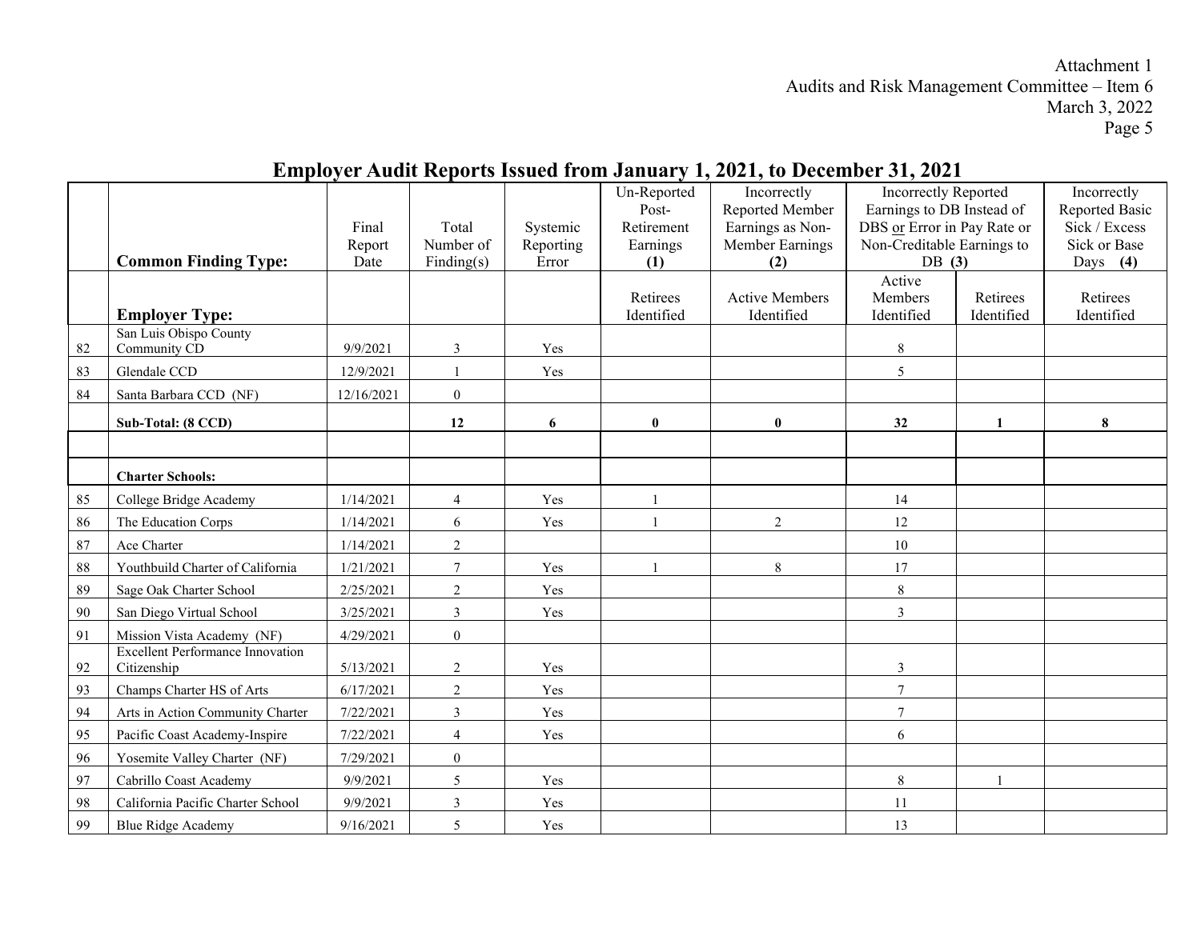Attachment 1
Audits and Risk Management Committee – Item 6
March 3, 2022

## Employer Audit Reports Issued from January 1, 2021, to December 31, 2021

| | **Common Finding Type:** | Final Report Date | Total Number of Finding(s) | Systemic Reporting Error | Un-Reported Post-Retirement Earnings **(1)** | Incorrectly Reported Member Earnings as Non-Member Earnings **(2)** | Incorrectly Reported Earnings to DB Instead of DBS or Error in Pay Rate or Non-Creditable Earnings to DB **(3)** | | Incorrectly Reported Basic Sick / Excess Sick or Base Days **(4)** |
|---|---|---|---|---|---|---|---|---|---|
| | **Employer Type:** | | | | Retirees Identified | Active Members Identified | Active Members Identified | Retirees Identified | Retirees Identified |
| 82 | San Luis Obispo County Community CD | 9/9/2021 | 3 | Yes | | | 8 | | |
| 83 | Glendale CCD | 12/9/2021 | 1 | Yes | | | 5 | | |
| 84 | Santa Barbara CCD (NF) | 12/16/2021 | 0 | | | | | | |
| | **Sub-Total: (8 CCD)** | | **12** | **6** | **0** | **0** | **32** | **1** | **8** |
| | | | | | | | | | |
| | **Charter Schools:** | | | | | | | | |
| 85 | College Bridge Academy | 1/14/2021 | 4 | Yes | 1 | | 14 | | |
| 86 | The Education Corps | 1/14/2021 | 6 | Yes | 1 | 2 | 12 | | |
| 87 | Ace Charter | 1/14/2021 | 2 | | | | 10 | | |
| 88 | Youthbuild Charter of California | 1/21/2021 | 7 | Yes | 1 | 8 | 17 | | |
| 89 | Sage Oak Charter School | 2/25/2021 | 2 | Yes | | | 8 | | |
| 90 | San Diego Virtual School | 3/25/2021 | 3 | Yes | | | 3 | | |
| 91 | Mission Vista Academy (NF) | 4/29/2021 | 0 | | | | | | |
| 92 | Excellent Performance Innovation Citizenship | 5/13/2021 | 2 | Yes | | | 3 | | |
| 93 | Champs Charter HS of Arts | 6/17/2021 | 2 | Yes | | | 7 | | |
| 94 | Arts in Action Community Charter | 7/22/2021 | 3 | Yes | | | 7 | | |
| 95 | Pacific Coast Academy-Inspire | 7/22/2021 | 4 | Yes | | | 6 | | |
| 96 | Yosemite Valley Charter (NF) | 7/29/2021 | 0 | | | | | | |
| 97 | Cabrillo Coast Academy | 9/9/2021 | 5 | Yes | | | 8 | 1 | |
| 98 | California Pacific Charter School | 9/9/2021 | 3 | Yes | | | 11 | | |
| 99 | Blue Ridge Academy | 9/16/2021 | 5 | Yes | | | 13 | | |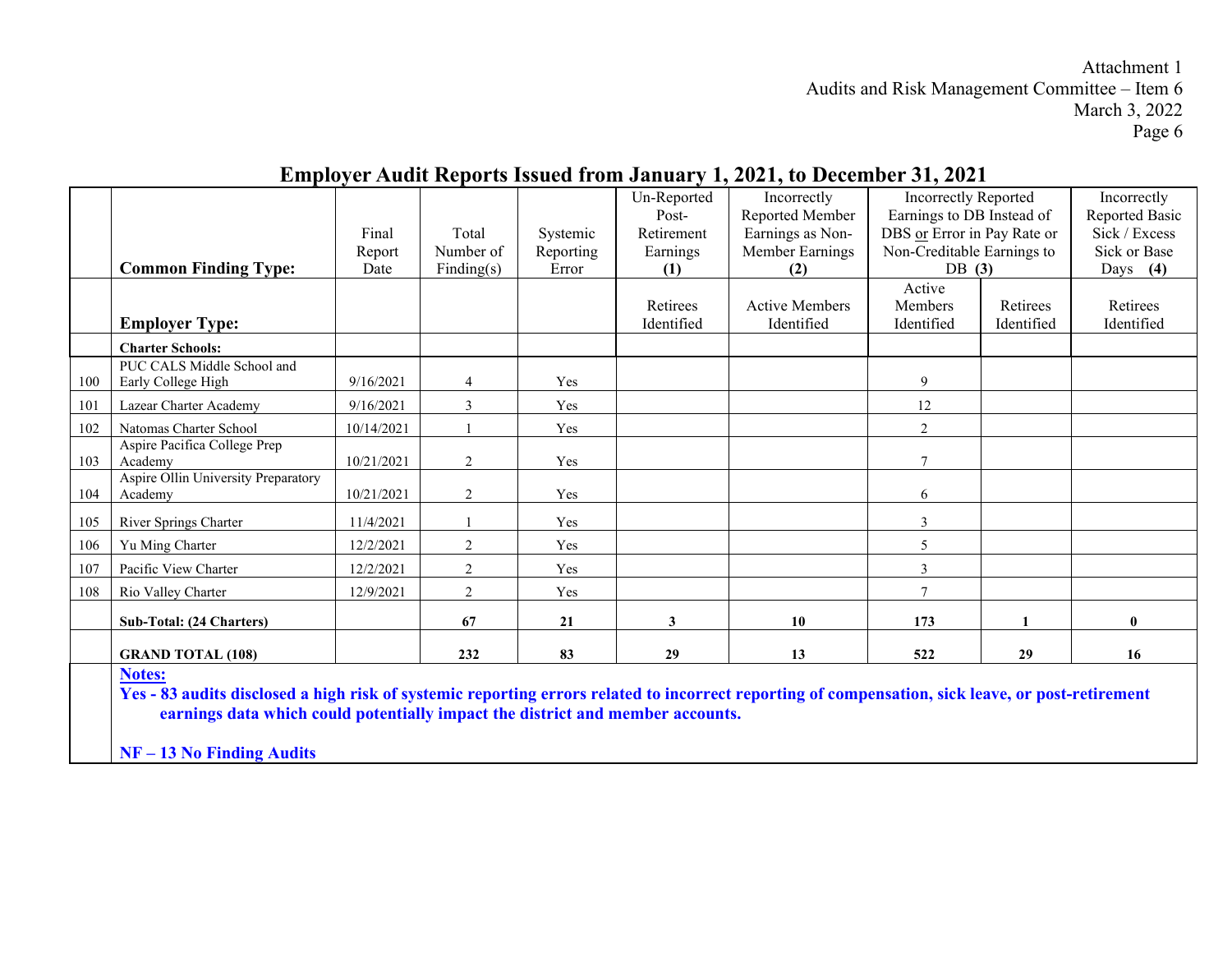Attachment 1
Audits and Risk Management Committee – Item 6
March 3, 2022

## Employer Audit Reports Issued from January 1, 2021, to December 31, 2021

| | Common Finding Type: | Final Report Date | Total Number of Finding(s) | Systemic Reporting Error | Un-Reported Post-Retirement Earnings **(1)** | Incorrectly Reported Member Earnings as Non-Member Earnings **(2)** | Incorrectly Reported Earnings to DB Instead of DBS or Error in Pay Rate or Non-Creditable Earnings to DB **(3)** | | Incorrectly Reported Basic Sick / Excess Sick or Base Days **(4)** |
|---|---|---|---|---|---|---|---|---|---|
| | **Employer Type:** | | | | Retirees Identified | Active Members Identified | Active Members Identified | Retirees Identified | Retirees Identified |
| | **Charter Schools:** | | | | | | | | |
| 100 | PUC CALS Middle School and Early College High | 9/16/2021 | 4 | Yes | | | 9 | | |
| 101 | Lazear Charter Academy | 9/16/2021 | 3 | Yes | | | 12 | | |
| 102 | Natomas Charter School | 10/14/2021 | 1 | Yes | | | 2 | | |
| 103 | Aspire Pacifica College Prep Academy | 10/21/2021 | 2 | Yes | | | 7 | | |
| 104 | Aspire Ollin University Preparatory Academy | 10/21/2021 | 2 | Yes | | | 6 | | |
| 105 | River Springs Charter | 11/4/2021 | 1 | Yes | | | 3 | | |
| 106 | Yu Ming Charter | 12/2/2021 | 2 | Yes | | | 5 | | |
| 107 | Pacific View Charter | 12/2/2021 | 2 | Yes | | | 3 | | |
| 108 | Rio Valley Charter | 12/9/2021 | 2 | Yes | | | 7 | | |
| | **Sub-Total: (24 Charters)** | | **67** | **21** | **3** | **10** | **173** | **1** | **0** |
| | **GRAND TOTAL (108)** | | **232** | **83** | **29** | **13** | **522** | **29** | **16** |

**Notes:**

**Yes - 83 audits disclosed a high risk of systemic reporting errors related to incorrect reporting of compensation, sick leave, or post-retirement earnings data which could potentially impact the district and member accounts.**

**NF – 13 No Finding Audits**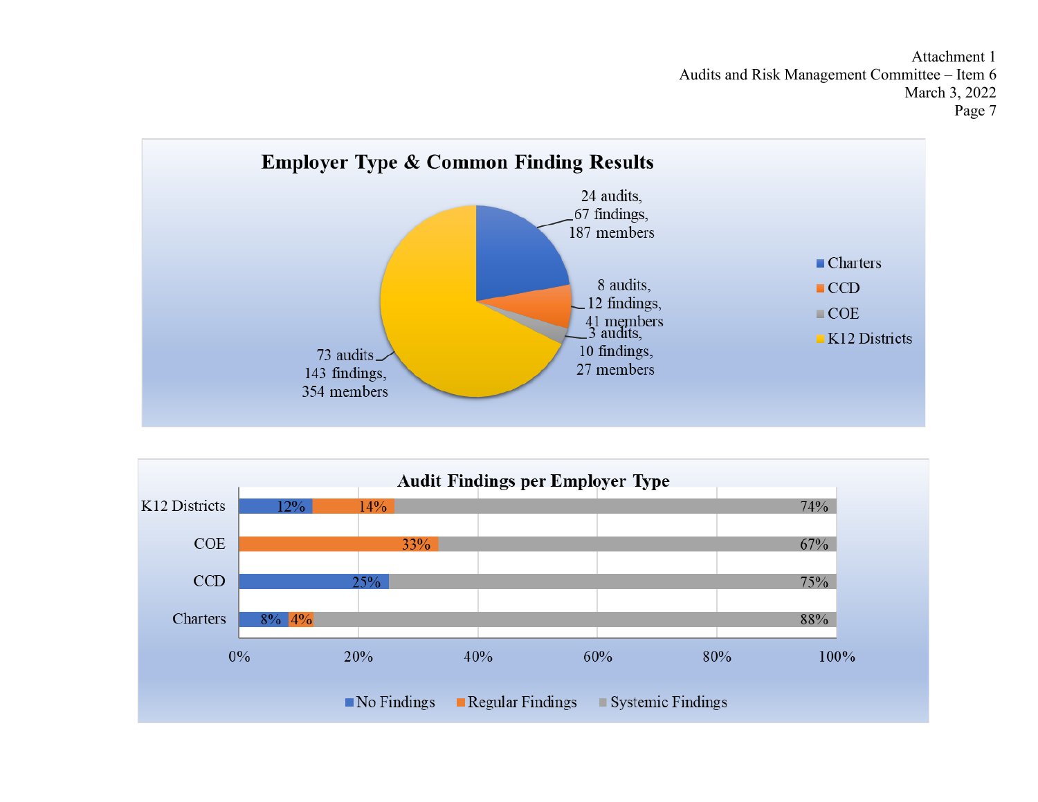## Employer Type & Common Finding Results

| Employer Type | Audits | Findings | Members |
|---|---|---|---|
| Charters | 24 | 67 | 187 |
| CCD | 8 | 12 | 41 |
| COE | 3 | 10 | 27 |
| K12 Districts | 73 | 143 | 354 |

## Audit Findings per Employer Type

| Employer Type | No Findings | Regular Findings | Systemic Findings |
|---|---|---|---|
| K12 Districts | 12% | 14% | 74% |
| COE | | 33% | 67% |
| CCD | 25% | | 75% |
| Charters | 8% | 4% | 88% |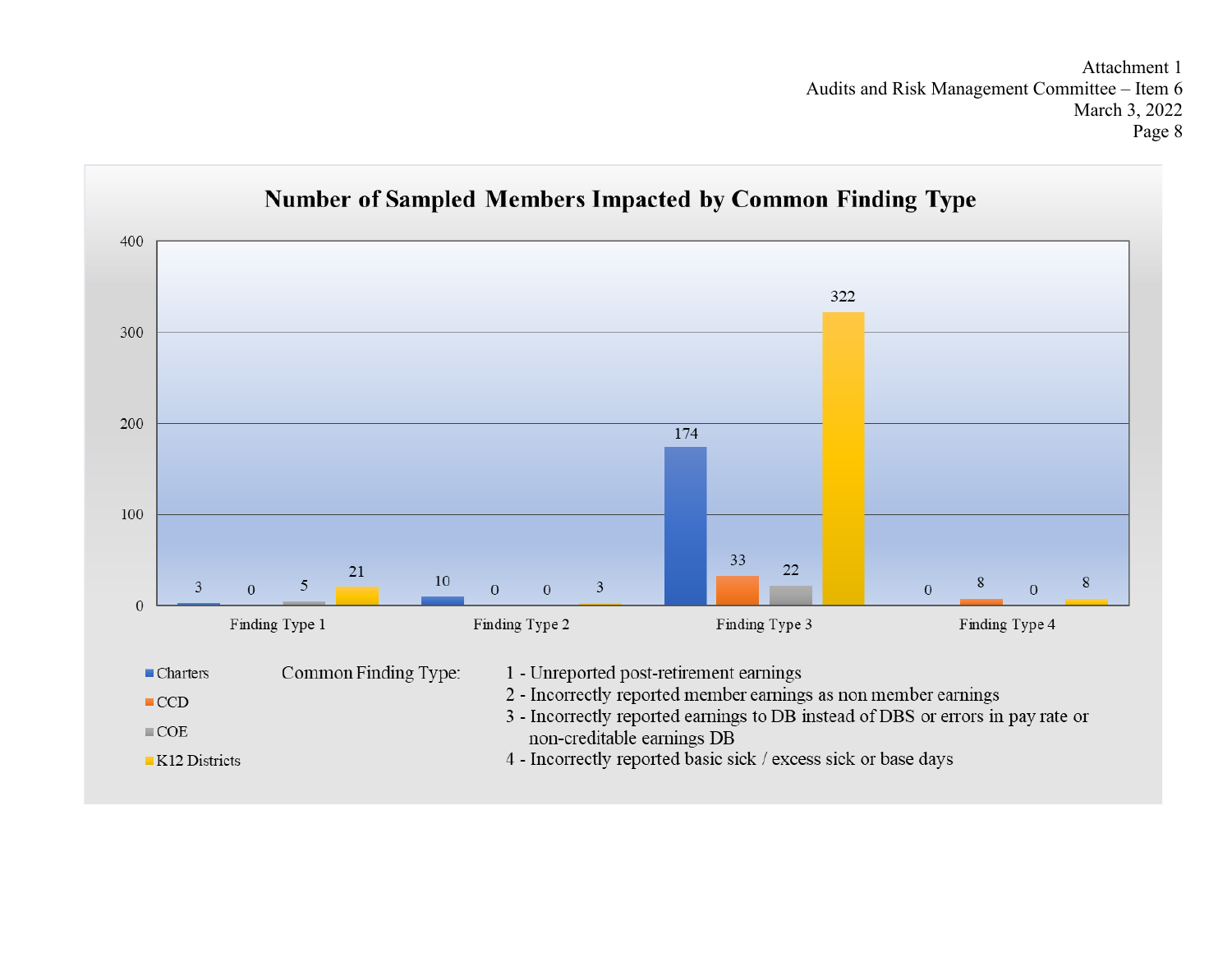Attachment 1
Audits and Risk Management Committee – Item 6
March 3, 2022

## Number of Sampled Members Impacted by Common Finding Type

| | Finding Type 1 | Finding Type 2 | Finding Type 3 | Finding Type 4 |
|---|---|---|---|---|
| Charters | 3 | 10 | 174 | 0 |
| CCD | 0 | 0 | 33 | 8 |
| COE | 5 | 0 | 22 | 0 |
| K12 Districts | 21 | 3 | 322 | 8 |

Common Finding Type:

1 - Unreported post-retirement earnings
2 - Incorrectly reported member earnings as non member earnings
3 - Incorrectly reported earnings to DB instead of DBS or errors in pay rate or non-creditable earnings DB
4 - Incorrectly reported basic sick / excess sick or base days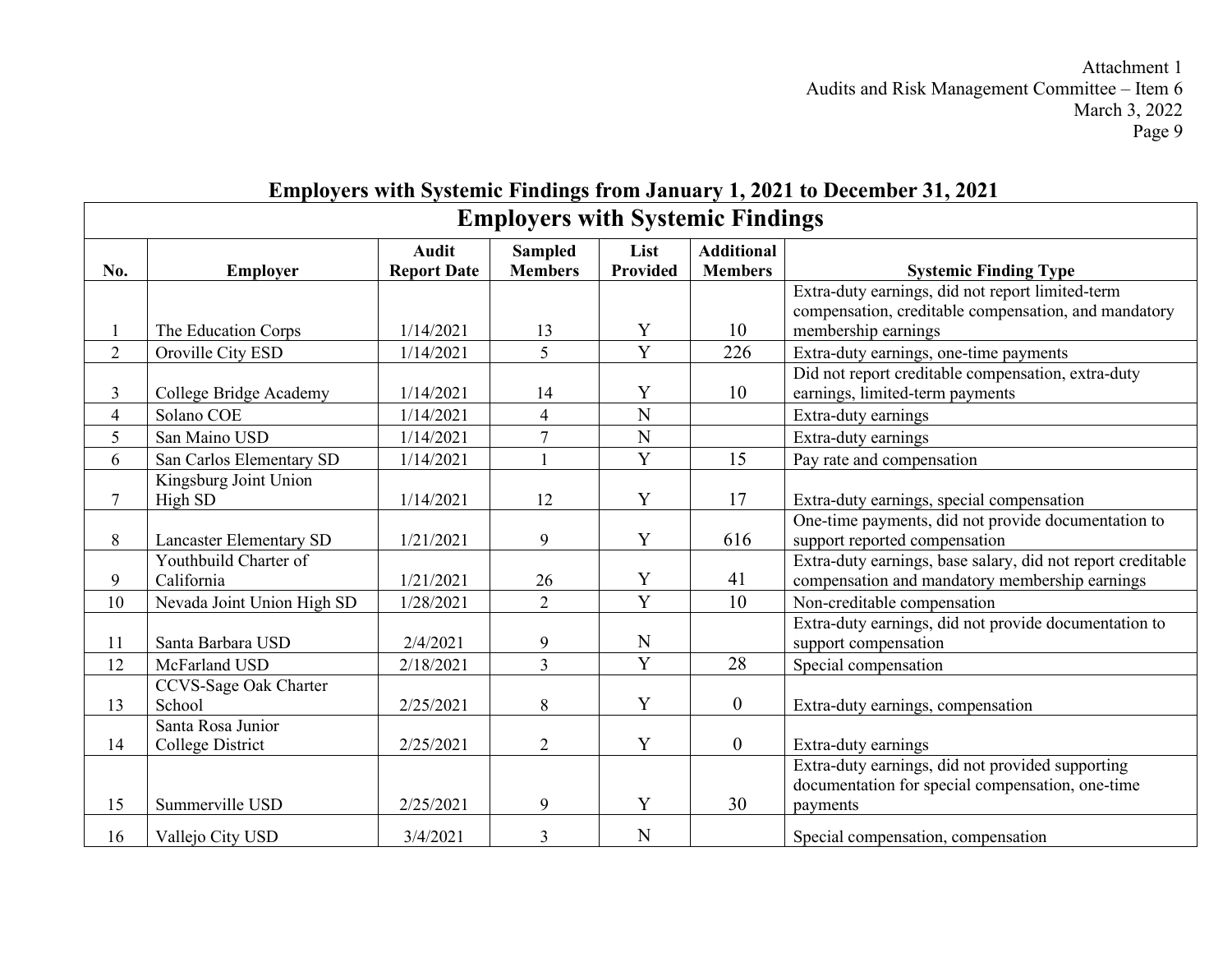## Employers with Systemic Findings from January 1, 2021 to December 31, 2021

| Employers with Systemic Findings | | | | | | |
|---|---|---|---|---|---|---|
| **No.** | **Employer** | **Audit Report Date** | **Sampled Members** | **List Provided** | **Additional Members** | **Systemic Finding Type** |
| 1 | The Education Corps | 1/14/2021 | 13 | Y | 10 | Extra-duty earnings, did not report limited-term compensation, creditable compensation, and mandatory membership earnings |
| 2 | Oroville City ESD | 1/14/2021 | 5 | Y | 226 | Extra-duty earnings, one-time payments |
| 3 | College Bridge Academy | 1/14/2021 | 14 | Y | 10 | Did not report creditable compensation, extra-duty earnings, limited-term payments |
| 4 | Solano COE | 1/14/2021 | 4 | N | | Extra-duty earnings |
| 5 | San Maino USD | 1/14/2021 | 7 | N | | Extra-duty earnings |
| 6 | San Carlos Elementary SD | 1/14/2021 | 1 | Y | 15 | Pay rate and compensation |
| 7 | Kingsburg Joint Union High SD | 1/14/2021 | 12 | Y | 17 | Extra-duty earnings, special compensation |
| 8 | Lancaster Elementary SD | 1/21/2021 | 9 | Y | 616 | One-time payments, did not provide documentation to support reported compensation |
| 9 | Youthbuild Charter of California | 1/21/2021 | 26 | Y | 41 | Extra-duty earnings, base salary, did not report creditable compensation and mandatory membership earnings |
| 10 | Nevada Joint Union High SD | 1/28/2021 | 2 | Y | 10 | Non-creditable compensation |
| 11 | Santa Barbara USD | 2/4/2021 | 9 | N | | Extra-duty earnings, did not provide documentation to support compensation |
| 12 | McFarland USD | 2/18/2021 | 3 | Y | 28 | Special compensation |
| 13 | CCVS-Sage Oak Charter School | 2/25/2021 | 8 | Y | 0 | Extra-duty earnings, compensation |
| 14 | Santa Rosa Junior College District | 2/25/2021 | 2 | Y | 0 | Extra-duty earnings |
| 15 | Summerville USD | 2/25/2021 | 9 | Y | 30 | Extra-duty earnings, did not provided supporting documentation for special compensation, one-time payments |
| 16 | Vallejo City USD | 3/4/2021 | 3 | N | | Special compensation, compensation |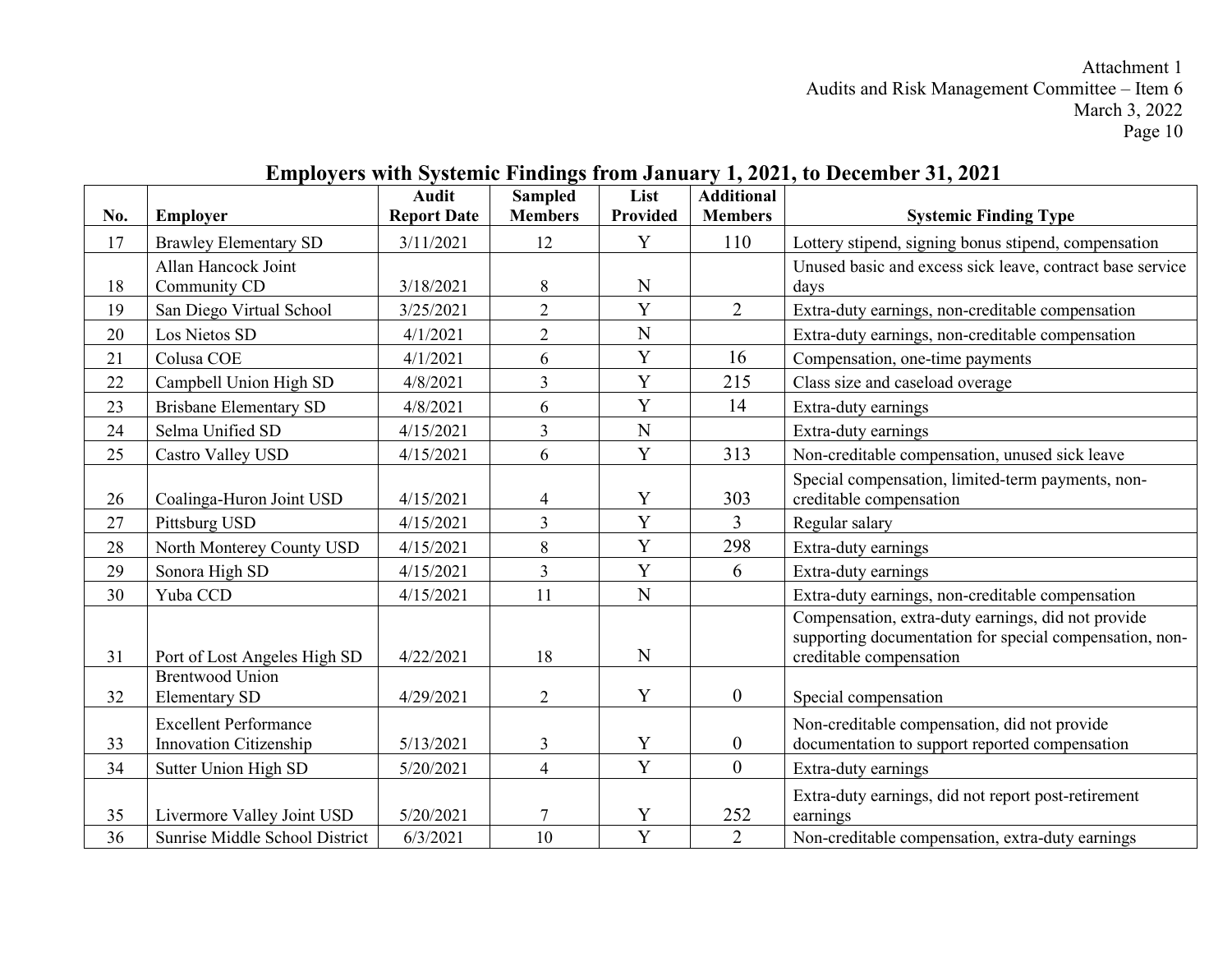## Employers with Systemic Findings from January 1, 2021, to December 31, 2021

| No. | Employer | Audit Report Date | Sampled Members | List Provided | Additional Members | Systemic Finding Type |
|---|---|---|---|---|---|---|
| 17 | Brawley Elementary SD | 3/11/2021 | 12 | Y | 110 | Lottery stipend, signing bonus stipend, compensation |
| 18 | Allan Hancock Joint Community CD | 3/18/2021 | 8 | N | | Unused basic and excess sick leave, contract base service days |
| 19 | San Diego Virtual School | 3/25/2021 | 2 | Y | 2 | Extra-duty earnings, non-creditable compensation |
| 20 | Los Nietos SD | 4/1/2021 | 2 | N | | Extra-duty earnings, non-creditable compensation |
| 21 | Colusa COE | 4/1/2021 | 6 | Y | 16 | Compensation, one-time payments |
| 22 | Campbell Union High SD | 4/8/2021 | 3 | Y | 215 | Class size and caseload overage |
| 23 | Brisbane Elementary SD | 4/8/2021 | 6 | Y | 14 | Extra-duty earnings |
| 24 | Selma Unified SD | 4/15/2021 | 3 | N | | Extra-duty earnings |
| 25 | Castro Valley USD | 4/15/2021 | 6 | Y | 313 | Non-creditable compensation, unused sick leave |
| 26 | Coalinga-Huron Joint USD | 4/15/2021 | 4 | Y | 303 | Special compensation, limited-term payments, non-creditable compensation |
| 27 | Pittsburg USD | 4/15/2021 | 3 | Y | 3 | Regular salary |
| 28 | North Monterey County USD | 4/15/2021 | 8 | Y | 298 | Extra-duty earnings |
| 29 | Sonora High SD | 4/15/2021 | 3 | Y | 6 | Extra-duty earnings |
| 30 | Yuba CCD | 4/15/2021 | 11 | N | | Extra-duty earnings, non-creditable compensation |
| 31 | Port of Lost Angeles High SD | 4/22/2021 | 18 | N | | Compensation, extra-duty earnings, did not provide supporting documentation for special compensation, non-creditable compensation |
| 32 | Brentwood Union Elementary SD | 4/29/2021 | 2 | Y | 0 | Special compensation |
| 33 | Excellent Performance Innovation Citizenship | 5/13/2021 | 3 | Y | 0 | Non-creditable compensation, did not provide documentation to support reported compensation |
| 34 | Sutter Union High SD | 5/20/2021 | 4 | Y | 0 | Extra-duty earnings |
| 35 | Livermore Valley Joint USD | 5/20/2021 | 7 | Y | 252 | Extra-duty earnings, did not report post-retirement earnings |
| 36 | Sunrise Middle School District | 6/3/2021 | 10 | Y | 2 | Non-creditable compensation, extra-duty earnings |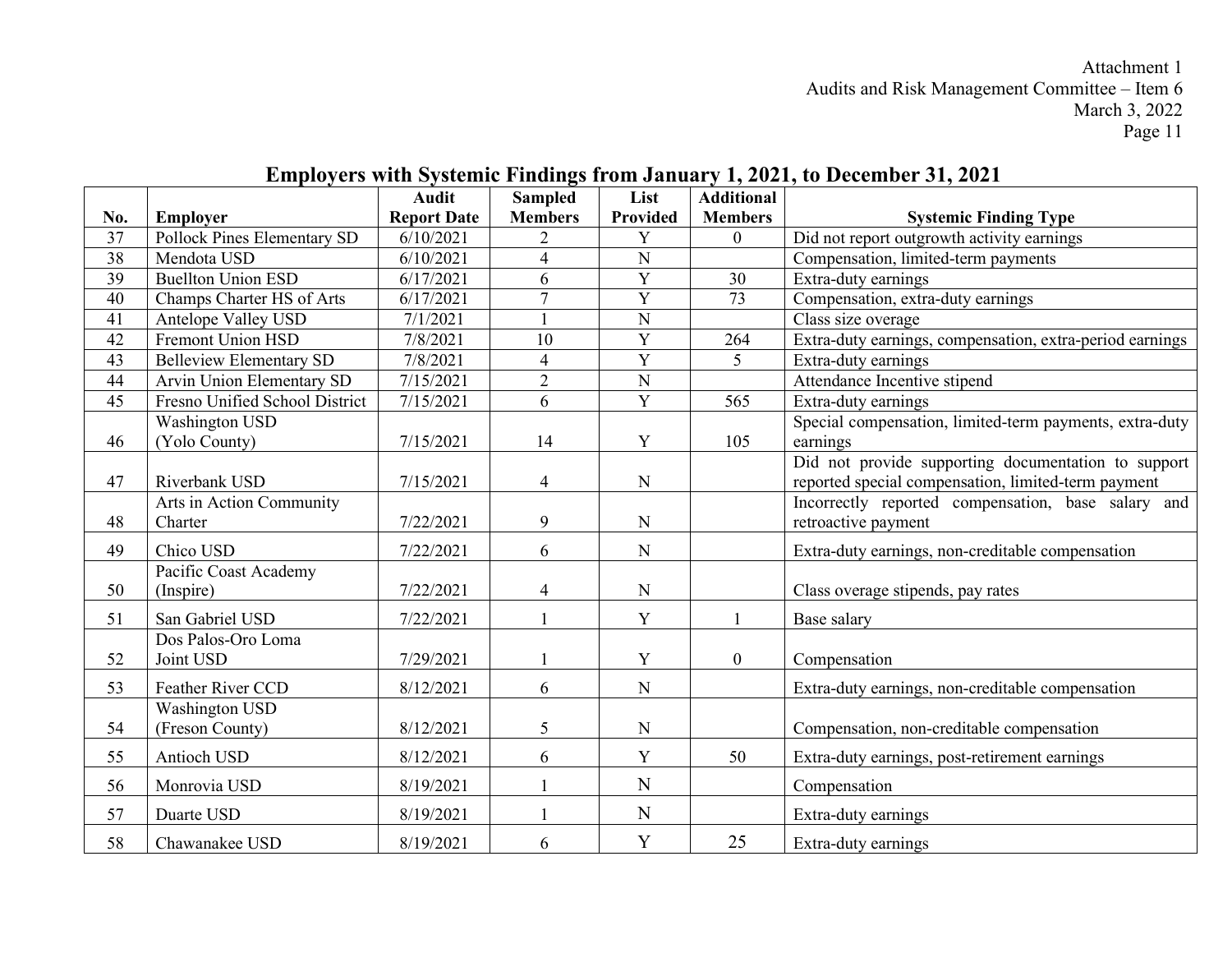Attachment 1
Audits and Risk Management Committee – Item 6
March 3, 2022

## Employers with Systemic Findings from January 1, 2021, to December 31, 2021

| No. | Employer | Audit Report Date | Sampled Members | List Provided | Additional Members | Systemic Finding Type |
|---|---|---|---|---|---|---|
| 37 | Pollock Pines Elementary SD | 6/10/2021 | 2 | Y | 0 | Did not report outgrowth activity earnings |
| 38 | Mendota USD | 6/10/2021 | 4 | N | | Compensation, limited-term payments |
| 39 | Buellton Union ESD | 6/17/2021 | 6 | Y | 30 | Extra-duty earnings |
| 40 | Champs Charter HS of Arts | 6/17/2021 | 7 | Y | 73 | Compensation, extra-duty earnings |
| 41 | Antelope Valley USD | 7/1/2021 | 1 | N | | Class size overage |
| 42 | Fremont Union HSD | 7/8/2021 | 10 | Y | 264 | Extra-duty earnings, compensation, extra-period earnings |
| 43 | Belleview Elementary SD | 7/8/2021 | 4 | Y | 5 | Extra-duty earnings |
| 44 | Arvin Union Elementary SD | 7/15/2021 | 2 | N | | Attendance Incentive stipend |
| 45 | Fresno Unified School District | 7/15/2021 | 6 | Y | 565 | Extra-duty earnings |
| 46 | Washington USD (Yolo County) | 7/15/2021 | 14 | Y | 105 | Special compensation, limited-term payments, extra-duty earnings |
| 47 | Riverbank USD | 7/15/2021 | 4 | N | | Did not provide supporting documentation to support reported special compensation, limited-term payment |
| 48 | Arts in Action Community Charter | 7/22/2021 | 9 | N | | Incorrectly reported compensation, base salary and retroactive payment |
| 49 | Chico USD | 7/22/2021 | 6 | N | | Extra-duty earnings, non-creditable compensation |
| 50 | Pacific Coast Academy (Inspire) | 7/22/2021 | 4 | N | | Class overage stipends, pay rates |
| 51 | San Gabriel USD | 7/22/2021 | 1 | Y | 1 | Base salary |
| 52 | Dos Palos-Oro Loma Joint USD | 7/29/2021 | 1 | Y | 0 | Compensation |
| 53 | Feather River CCD | 8/12/2021 | 6 | N | | Extra-duty earnings, non-creditable compensation |
| 54 | Washington USD (Freson County) | 8/12/2021 | 5 | N | | Compensation, non-creditable compensation |
| 55 | Antioch USD | 8/12/2021 | 6 | Y | 50 | Extra-duty earnings, post-retirement earnings |
| 56 | Monrovia USD | 8/19/2021 | 1 | N | | Compensation |
| 57 | Duarte USD | 8/19/2021 | 1 | N | | Extra-duty earnings |
| 58 | Chawanakee USD | 8/19/2021 | 6 | Y | 25 | Extra-duty earnings |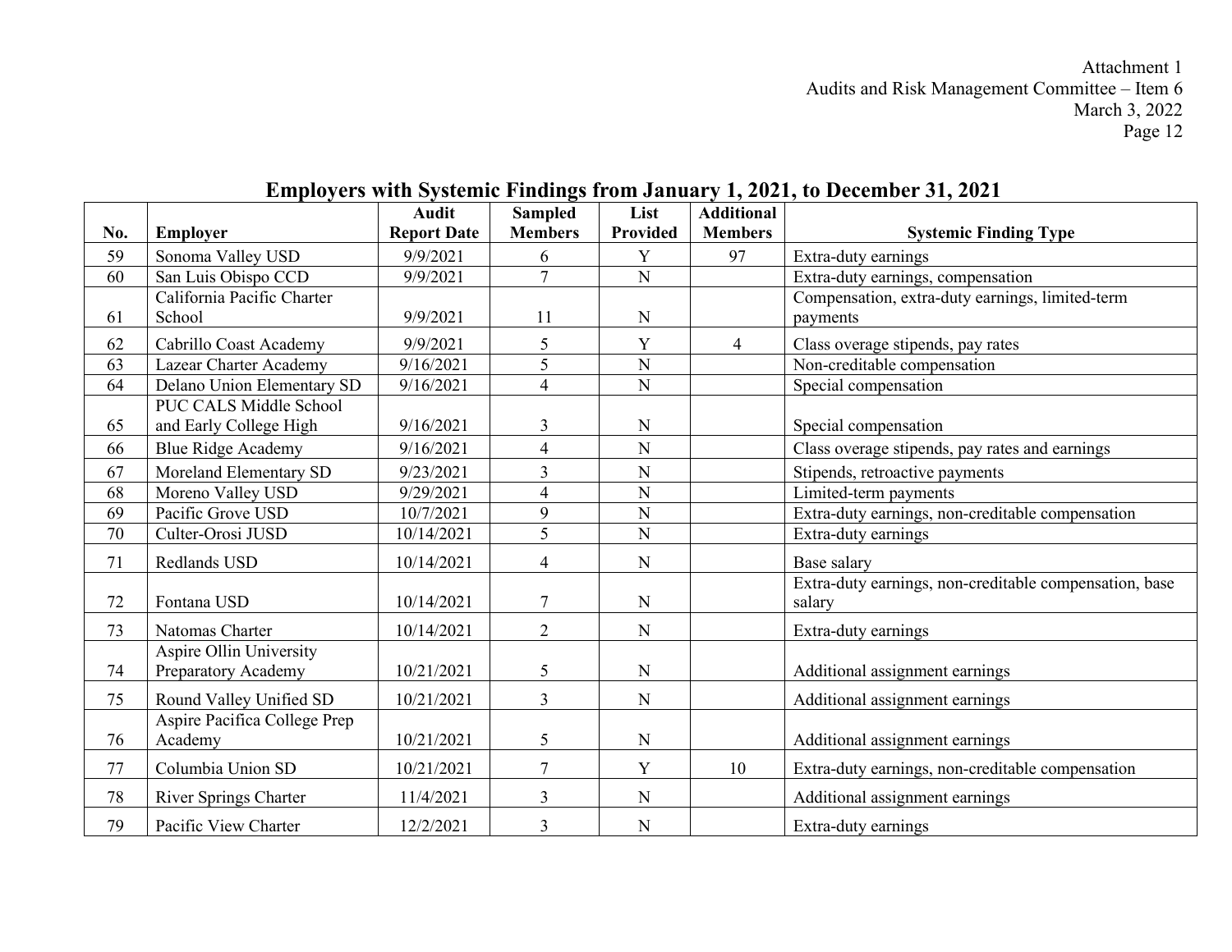Attachment 1
Audits and Risk Management Committee – Item 6
March 3, 2022

## Employers with Systemic Findings from January 1, 2021, to December 31, 2021

| No. | Employer | Audit Report Date | Sampled Members | List Provided | Additional Members | Systemic Finding Type |
|---|---|---|---|---|---|---|
| 59 | Sonoma Valley USD | 9/9/2021 | 6 | Y | 97 | Extra-duty earnings |
| 60 | San Luis Obispo CCD | 9/9/2021 | 7 | N | | Extra-duty earnings, compensation |
| 61 | California Pacific Charter School | 9/9/2021 | 11 | N | | Compensation, extra-duty earnings, limited-term payments |
| 62 | Cabrillo Coast Academy | 9/9/2021 | 5 | Y | 4 | Class overage stipends, pay rates |
| 63 | Lazear Charter Academy | 9/16/2021 | 5 | N | | Non-creditable compensation |
| 64 | Delano Union Elementary SD | 9/16/2021 | 4 | N | | Special compensation |
| 65 | PUC CALS Middle School and Early College High | 9/16/2021 | 3 | N | | Special compensation |
| 66 | Blue Ridge Academy | 9/16/2021 | 4 | N | | Class overage stipends, pay rates and earnings |
| 67 | Moreland Elementary SD | 9/23/2021 | 3 | N | | Stipends, retroactive payments |
| 68 | Moreno Valley USD | 9/29/2021 | 4 | N | | Limited-term payments |
| 69 | Pacific Grove USD | 10/7/2021 | 9 | N | | Extra-duty earnings, non-creditable compensation |
| 70 | Culter-Orosi JUSD | 10/14/2021 | 5 | N | | Extra-duty earnings |
| 71 | Redlands USD | 10/14/2021 | 4 | N | | Base salary |
| 72 | Fontana USD | 10/14/2021 | 7 | N | | Extra-duty earnings, non-creditable compensation, base salary |
| 73 | Natomas Charter | 10/14/2021 | 2 | N | | Extra-duty earnings |
| 74 | Aspire Ollin University Preparatory Academy | 10/21/2021 | 5 | N | | Additional assignment earnings |
| 75 | Round Valley Unified SD | 10/21/2021 | 3 | N | | Additional assignment earnings |
| 76 | Aspire Pacifica College Prep Academy | 10/21/2021 | 5 | N | | Additional assignment earnings |
| 77 | Columbia Union SD | 10/21/2021 | 7 | Y | 10 | Extra-duty earnings, non-creditable compensation |
| 78 | River Springs Charter | 11/4/2021 | 3 | N | | Additional assignment earnings |
| 79 | Pacific View Charter | 12/2/2021 | 3 | N | | Extra-duty earnings |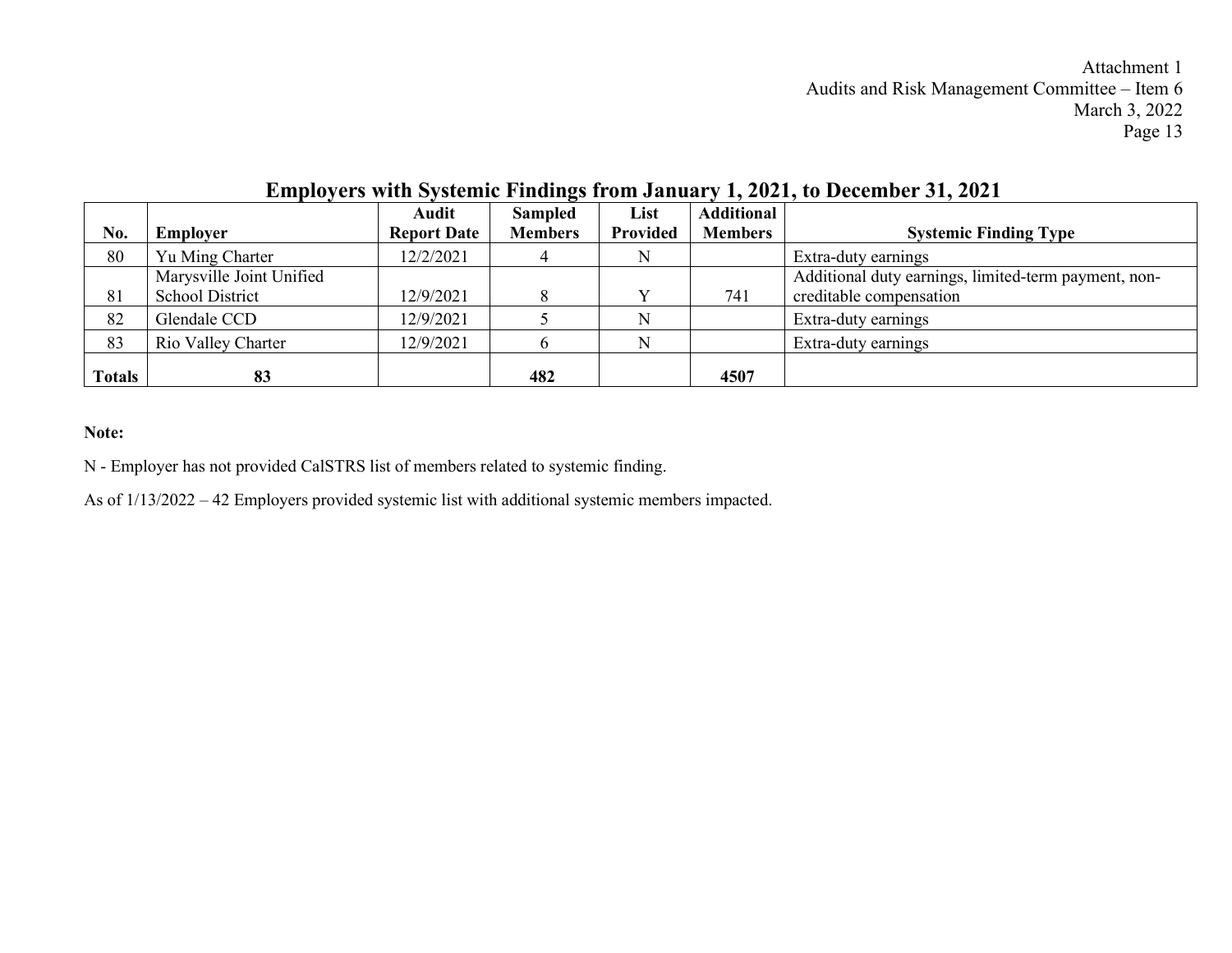## Employers with Systemic Findings from January 1, 2021, to December 31, 2021

| No. | Employer | Audit Report Date | Sampled Members | List Provided | Additional Members | Systemic Finding Type |
|---|---|---|---|---|---|---|
| 80 | Yu Ming Charter | 12/2/2021 | 4 | N | | Extra-duty earnings |
| 81 | Marysville Joint Unified School District | 12/9/2021 | 8 | Y | 741 | Additional duty earnings, limited-term payment, non-creditable compensation |
| 82 | Glendale CCD | 12/9/2021 | 5 | N | | Extra-duty earnings |
| 83 | Rio Valley Charter | 12/9/2021 | 6 | N | | Extra-duty earnings |
| **Totals** | **83** | | **482** | | **4507** | |

**Note:**

N - Employer has not provided CalSTRS list of members related to systemic finding.

As of 1/13/2022 – 42 Employers provided systemic list with additional systemic members impacted.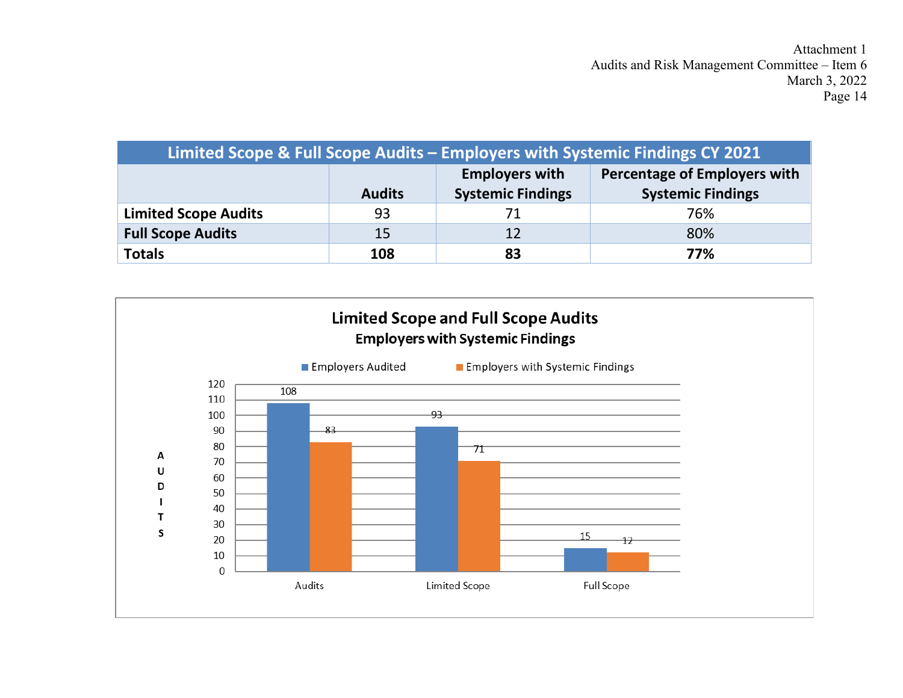| Limited Scope & Full Scope Audits – Employers with Systemic Findings CY 2021 | | | |
|---|---|---|---|
| | **Audits** | **Employers with Systemic Findings** | **Percentage of Employers with Systemic Findings** |
| **Limited Scope Audits** | 93 | 71 | 76% |
| **Full Scope Audits** | 15 | 12 | 80% |
| **Totals** | **108** | **83** | **77%** |

**Limited Scope and Full Scope Audits**
**Employers with Systemic Findings**

| | Employers Audited | Employers with Systemic Findings |
|---|---|---|
| Audits | 108 | 83 |
| Limited Scope | 93 | 71 |
| Full Scope | 15 | 12 |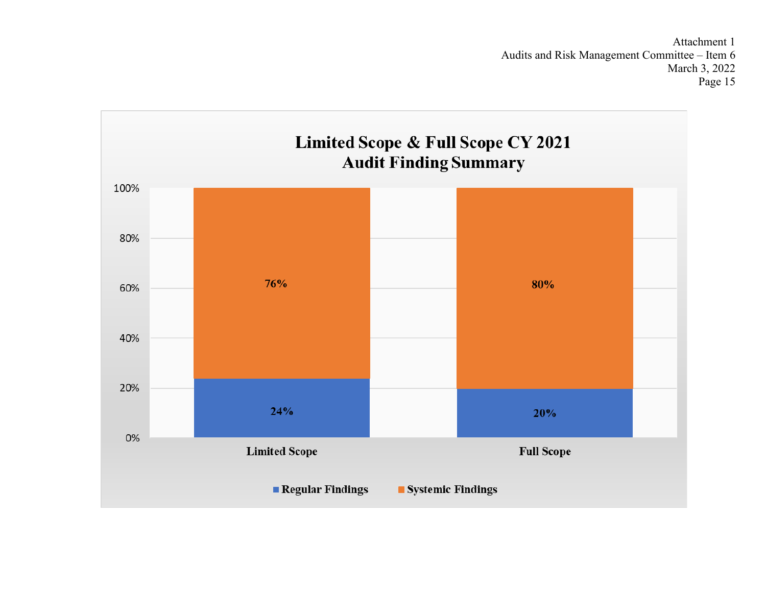Attachment 1
Audits and Risk Management Committee – Item 6
March 3, 2022

**Limited Scope & Full Scope CY 2021**
**Audit Finding Summary**

100%
80%
60%
40%
20%
0%

76%
24%
80%
20%

Limited Scope
Full Scope

Regular Findings
Systemic Findings